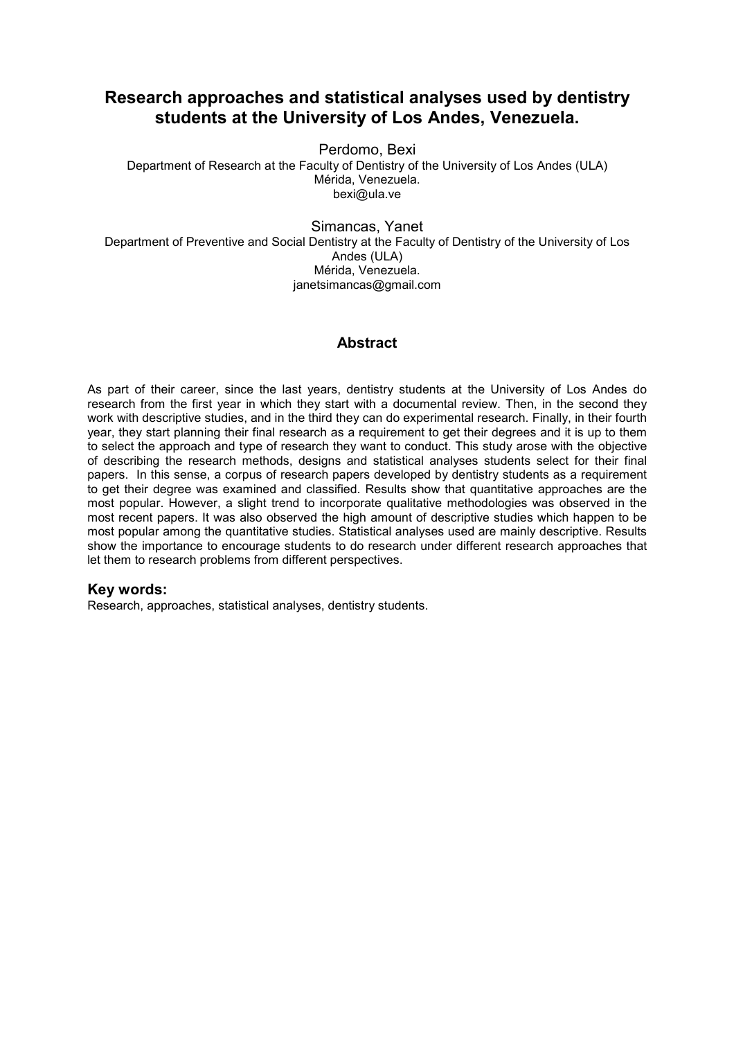# Research approaches and statistical analyses used by dentistry students at the University of Los Andes, Venezuela.

Perdomo, Bexi
Department of Research at the Faculty of Dentistry of the University of Los Andes (ULA)
Mérida, Venezuela.
bexi@ula.ve

Simancas, Yanet
Department of Preventive and Social Dentistry at the Faculty of Dentistry of the University of Los Andes (ULA)
Mérida, Venezuela.
janetsimancas@gmail.com

## Abstract

As part of their career, since the last years, dentistry students at the University of Los Andes do research from the first year in which they start with a documental review. Then, in the second they work with descriptive studies, and in the third they can do experimental research. Finally, in their fourth year, they start planning their final research as a requirement to get their degrees and it is up to them to select the approach and type of research they want to conduct. This study arose with the objective of describing the research methods, designs and statistical analyses students select for their final papers. In this sense, a corpus of research papers developed by dentistry students as a requirement to get their degree was examined and classified. Results show that quantitative approaches are the most popular. However, a slight trend to incorporate qualitative methodologies was observed in the most recent papers. It was also observed the high amount of descriptive studies which happen to be most popular among the quantitative studies. Statistical analyses used are mainly descriptive. Results show the importance to encourage students to do research under different research approaches that let them to research problems from different perspectives.

### Key words:

Research, approaches, statistical analyses, dentistry students.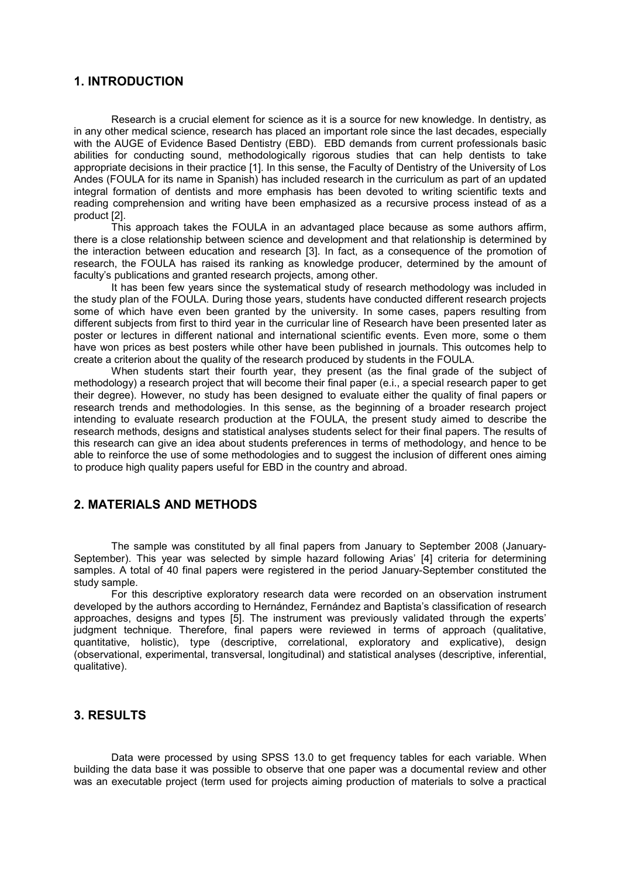## 1. INTRODUCTION

Research is a crucial element for science as it is a source for new knowledge. In dentistry, as in any other medical science, research has placed an important role since the last decades, especially with the AUGE of Evidence Based Dentistry (EBD). EBD demands from current professionals basic abilities for conducting sound, methodologically rigorous studies that can help dentists to take appropriate decisions in their practice [1]. In this sense, the Faculty of Dentistry of the University of Los Andes (FOULA for its name in Spanish) has included research in the curriculum as part of an updated integral formation of dentists and more emphasis has been devoted to writing scientific texts and reading comprehension and writing have been emphasized as a recursive process instead of as a product [2].

This approach takes the FOULA in an advantaged place because as some authors affirm, there is a close relationship between science and development and that relationship is determined by the interaction between education and research [3]. In fact, as a consequence of the promotion of research, the FOULA has raised its ranking as knowledge producer, determined by the amount of faculty's publications and granted research projects, among other.

It has been few years since the systematical study of research methodology was included in the study plan of the FOULA. During those years, students have conducted different research projects some of which have even been granted by the university. In some cases, papers resulting from different subjects from first to third year in the curricular line of Research have been presented later as poster or lectures in different national and international scientific events. Even more, some o them have won prices as best posters while other have been published in journals. This outcomes help to create a criterion about the quality of the research produced by students in the FOULA.

When students start their fourth year, they present (as the final grade of the subject of methodology) a research project that will become their final paper (e.i., a special research paper to get their degree). However, no study has been designed to evaluate either the quality of final papers or research trends and methodologies. In this sense, as the beginning of a broader research project intending to evaluate research production at the FOULA, the present study aimed to describe the research methods, designs and statistical analyses students select for their final papers. The results of this research can give an idea about students preferences in terms of methodology, and hence to be able to reinforce the use of some methodologies and to suggest the inclusion of different ones aiming to produce high quality papers useful for EBD in the country and abroad.

## 2. MATERIALS AND METHODS

The sample was constituted by all final papers from January to September 2008 (January-September). This year was selected by simple hazard following Arias' [4] criteria for determining samples. A total of 40 final papers were registered in the period January-September constituted the study sample.

For this descriptive exploratory research data were recorded on an observation instrument developed by the authors according to Hernández, Fernández and Baptista's classification of research approaches, designs and types [5]. The instrument was previously validated through the experts' judgment technique. Therefore, final papers were reviewed in terms of approach (qualitative, quantitative, holistic), type (descriptive, correlational, exploratory and explicative), design (observational, experimental, transversal, longitudinal) and statistical analyses (descriptive, inferential, qualitative).

## 3. RESULTS

Data were processed by using SPSS 13.0 to get frequency tables for each variable. When building the data base it was possible to observe that one paper was a documental review and other was an executable project (term used for projects aiming production of materials to solve a practical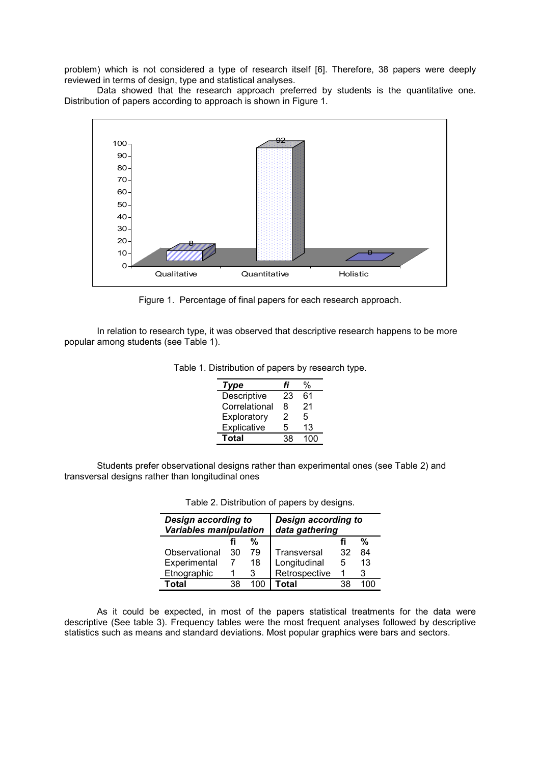problem) which is not considered a type of research itself [6]. Therefore, 38 papers were deeply reviewed in terms of design, type and statistical analyses.

Data showed that the research approach preferred by students is the quantitative one. Distribution of papers according to approach is shown in Figure 1.

Figure 1. Percentage of final papers for each research approach.

In relation to research type, it was observed that descriptive research happens to be more popular among students (see Table 1).

Table 1. Distribution of papers by research type.

| *Type* | *fi* | % |
|---|---|---|
| Descriptive | 23 | 61 |
| Correlational | 8 | 21 |
| Exploratory | 2 | 5 |
| Explicative | 5 | 13 |
| **Total** | 38 | 100 |

Students prefer observational designs rather than experimental ones (see Table 2) and transversal designs rather than longitudinal ones

Table 2. Distribution of papers by designs.

| ***Design according to Variables manipulation*** | | | ***Design according to data gathering*** | | |
|---|---|---|---|---|---|
| | **fi** | **%** | | **fi** | **%** |
| Observational | 30 | 79 | Transversal | 32 | 84 |
| Experimental | 7 | 18 | Longitudinal | 5 | 13 |
| Etnographic | 1 | 3 | Retrospective | 1 | 3 |
| **Total** | 38 | 100 | **Total** | 38 | 100 |

As it could be expected, in most of the papers statistical treatments for the data were descriptive (See table 3). Frequency tables were the most frequent analyses followed by descriptive statistics such as means and standard deviations. Most popular graphics were bars and sectors.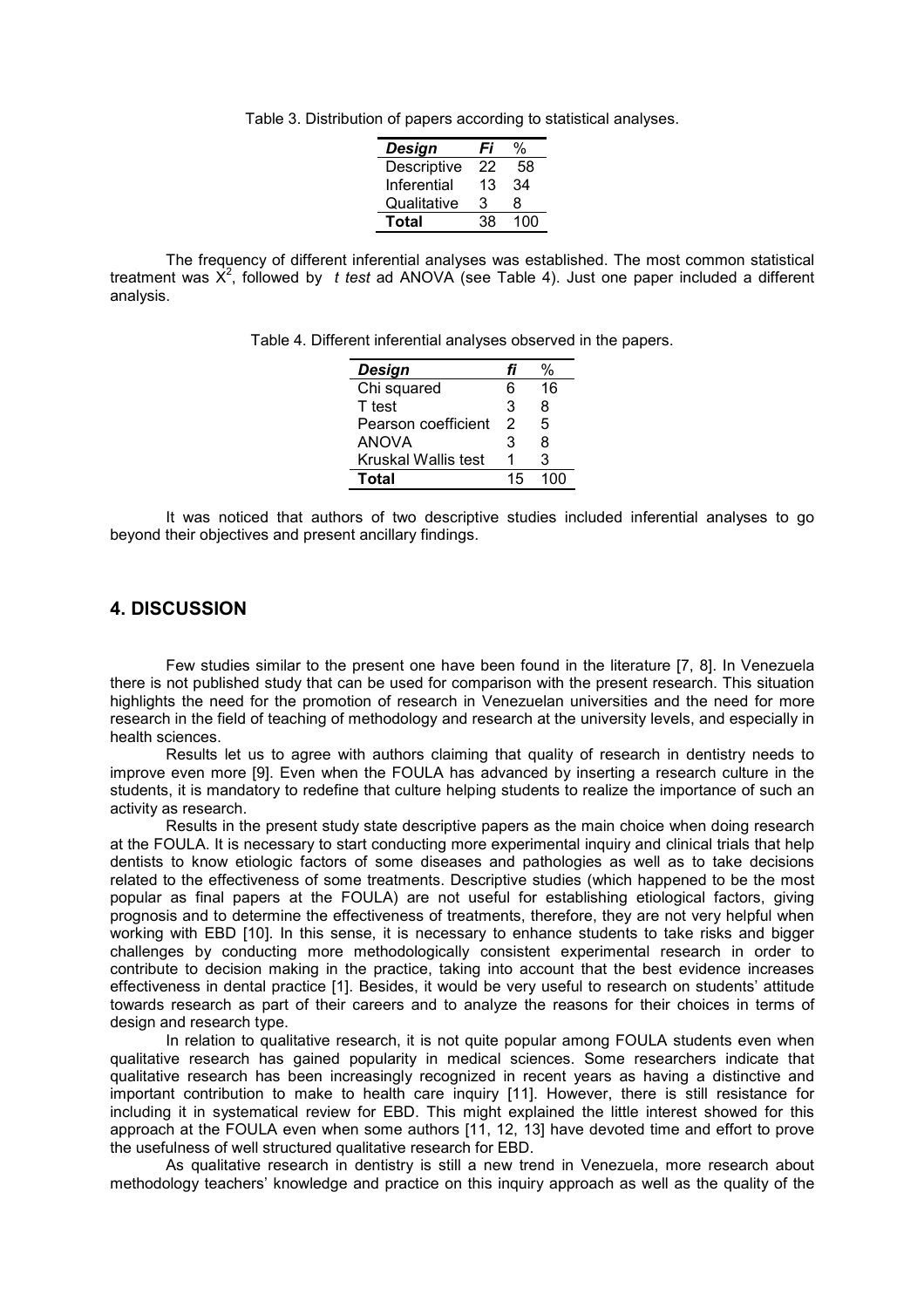Table 3. Distribution of papers according to statistical analyses.

| *Design* | *Fi* | % |
|---|---|---|
| Descriptive | 22 | 58 |
| Inferential | 13 | 34 |
| Qualitative | 3 | 8 |
| **Total** | 38 | 100 |

The frequency of different inferential analyses was established. The most common statistical treatment was $X^2$, followed by *t test* ad ANOVA (see Table 4). Just one paper included a different analysis.

Table 4. Different inferential analyses observed in the papers.

| *Design* | *fi* | % |
|---|---|---|
| Chi squared | 6 | 16 |
| T test | 3 | 8 |
| Pearson coefficient | 2 | 5 |
| ANOVA | 3 | 8 |
| Kruskal Wallis test | 1 | 3 |
| **Total** | 15 | 100 |

It was noticed that authors of two descriptive studies included inferential analyses to go beyond their objectives and present ancillary findings.

## 4. DISCUSSION

Few studies similar to the present one have been found in the literature [7, 8]. In Venezuela there is not published study that can be used for comparison with the present research. This situation highlights the need for the promotion of research in Venezuelan universities and the need for more research in the field of teaching of methodology and research at the university levels, and especially in health sciences.

Results let us to agree with authors claiming that quality of research in dentistry needs to improve even more [9]. Even when the FOULA has advanced by inserting a research culture in the students, it is mandatory to redefine that culture helping students to realize the importance of such an activity as research.

Results in the present study state descriptive papers as the main choice when doing research at the FOULA. It is necessary to start conducting more experimental inquiry and clinical trials that help dentists to know etiologic factors of some diseases and pathologies as well as to take decisions related to the effectiveness of some treatments. Descriptive studies (which happened to be the most popular as final papers at the FOULA) are not useful for establishing etiological factors, giving prognosis and to determine the effectiveness of treatments, therefore, they are not very helpful when working with EBD [10]. In this sense, it is necessary to enhance students to take risks and bigger challenges by conducting more methodologically consistent experimental research in order to contribute to decision making in the practice, taking into account that the best evidence increases effectiveness in dental practice [1]. Besides, it would be very useful to research on students' attitude towards research as part of their careers and to analyze the reasons for their choices in terms of design and research type.

In relation to qualitative research, it is not quite popular among FOULA students even when qualitative research has gained popularity in medical sciences. Some researchers indicate that qualitative research has been increasingly recognized in recent years as having a distinctive and important contribution to make to health care inquiry [11]. However, there is still resistance for including it in systematical review for EBD. This might explained the little interest showed for this approach at the FOULA even when some authors [11, 12, 13] have devoted time and effort to prove the usefulness of well structured qualitative research for EBD.

As qualitative research in dentistry is still a new trend in Venezuela, more research about methodology teachers' knowledge and practice on this inquiry approach as well as the quality of the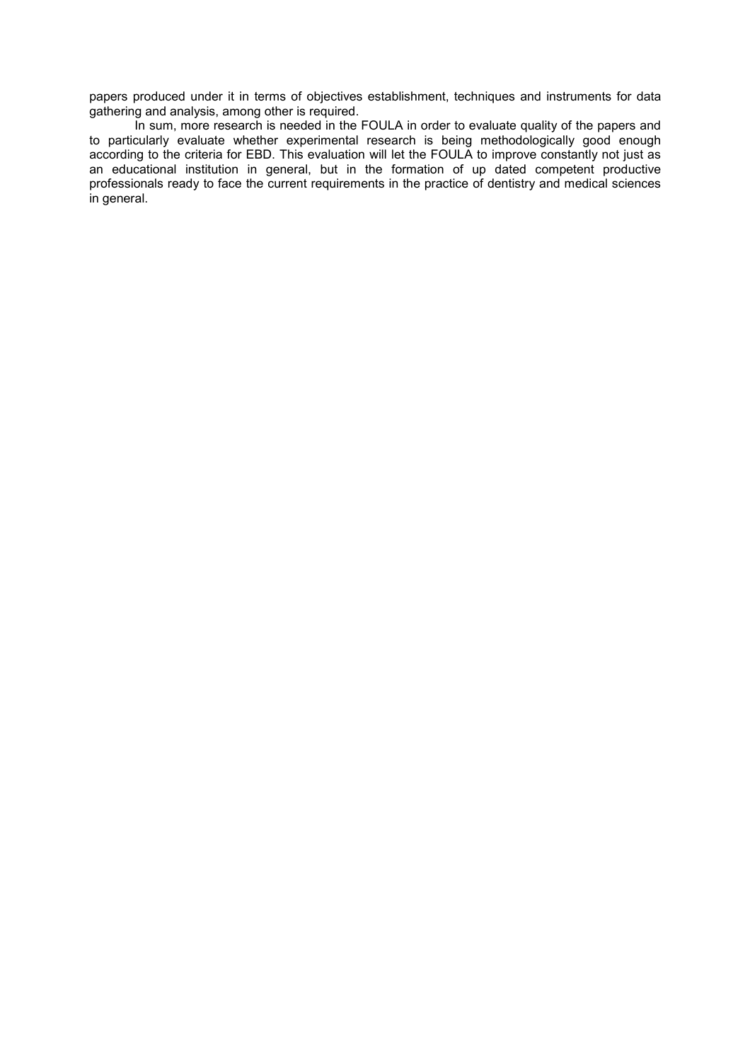papers produced under it in terms of objectives establishment, techniques and instruments for data gathering and analysis, among other is required.

In sum, more research is needed in the FOULA in order to evaluate quality of the papers and to particularly evaluate whether experimental research is being methodologically good enough according to the criteria for EBD. This evaluation will let the FOULA to improve constantly not just as an educational institution in general, but in the formation of up dated competent productive professionals ready to face the current requirements in the practice of dentistry and medical sciences in general.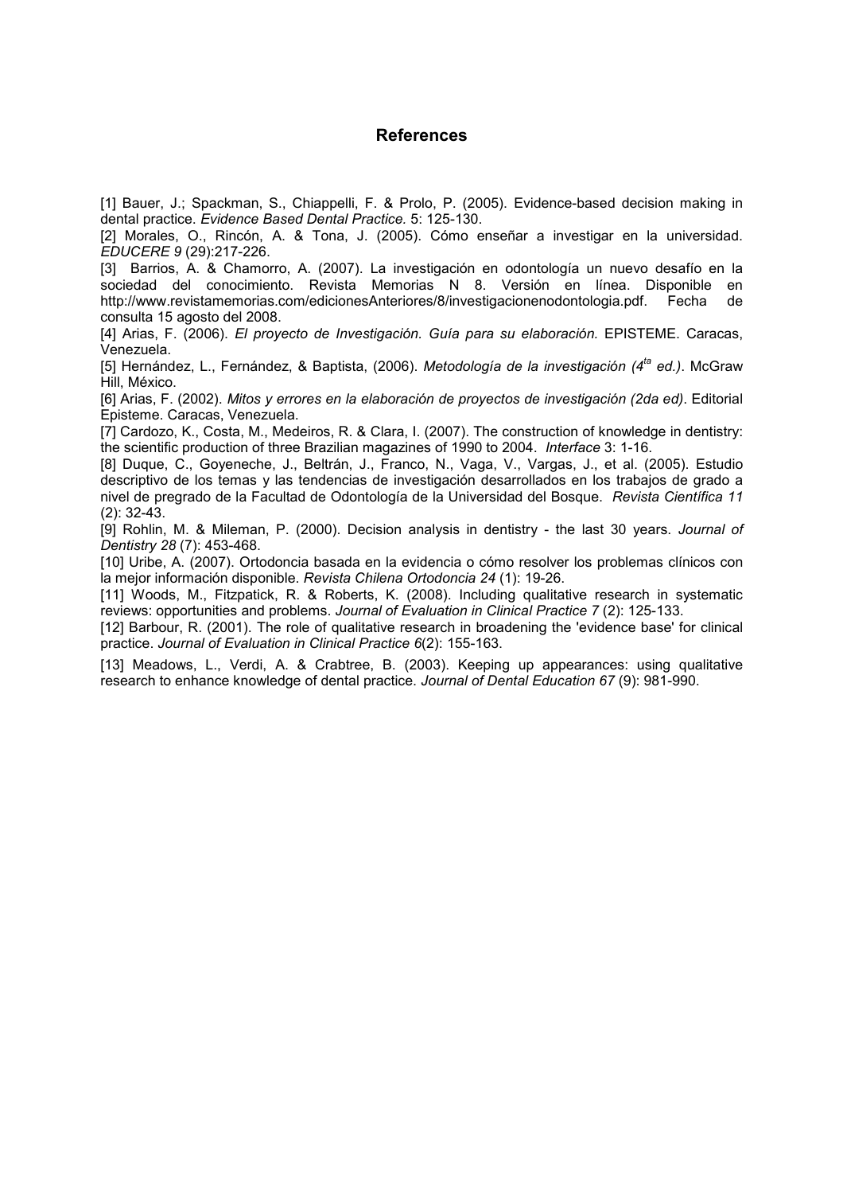## References

[1] Bauer, J.; Spackman, S., Chiappelli, F. & Prolo, P. (2005). Evidence-based decision making in dental practice. *Evidence Based Dental Practice.* 5: 125-130.

[2] Morales, O., Rincón, A. & Tona, J. (2005). Cómo enseñar a investigar en la universidad. *EDUCERE 9* (29):217-226.

[3] Barrios, A. & Chamorro, A. (2007). La investigación en odontología un nuevo desafío en la sociedad del conocimiento. Revista Memorias N 8. Versión en línea. Disponible en http://www.revistamemorias.com/edicionesAnteriores/8/investigacionenodontologia.pdf. Fecha de consulta 15 agosto del 2008.

[4] Arias, F. (2006). *El proyecto de Investigación. Guía para su elaboración.* EPISTEME. Caracas, Venezuela.

[5] Hernández, L., Fernández, & Baptista, (2006). *Metodología de la investigación (4ta ed.)*. McGraw Hill, México.

[6] Arias, F. (2002). *Mitos y errores en la elaboración de proyectos de investigación (2da ed)*. Editorial Episteme. Caracas, Venezuela.

[7] Cardozo, K., Costa, M., Medeiros, R. & Clara, I. (2007). The construction of knowledge in dentistry: the scientific production of three Brazilian magazines of 1990 to 2004. *Interface* 3: 1-16.

[8] Duque, C., Goyeneche, J., Beltrán, J., Franco, N., Vaga, V., Vargas, J., et al. (2005). Estudio descriptivo de los temas y las tendencias de investigación desarrollados en los trabajos de grado a nivel de pregrado de la Facultad de Odontología de la Universidad del Bosque. *Revista Científica 11* (2): 32-43.

[9] Rohlin, M. & Mileman, P. (2000). Decision analysis in dentistry - the last 30 years. *Journal of Dentistry 28* (7): 453-468.

[10] Uribe, A. (2007). Ortodoncia basada en la evidencia o cómo resolver los problemas clínicos con la mejor información disponible. *Revista Chilena Ortodoncia 24* (1): 19-26.

[11] Woods, M., Fitzpatick, R. & Roberts, K. (2008). Including qualitative research in systematic reviews: opportunities and problems. *Journal of Evaluation in Clinical Practice 7* (2): 125-133.

[12] Barbour, R. (2001). The role of qualitative research in broadening the 'evidence base' for clinical practice. *Journal of Evaluation in Clinical Practice 6*(2): 155-163.

[13] Meadows, L., Verdi, A. & Crabtree, B. (2003). Keeping up appearances: using qualitative research to enhance knowledge of dental practice. *Journal of Dental Education 67* (9): 981-990.